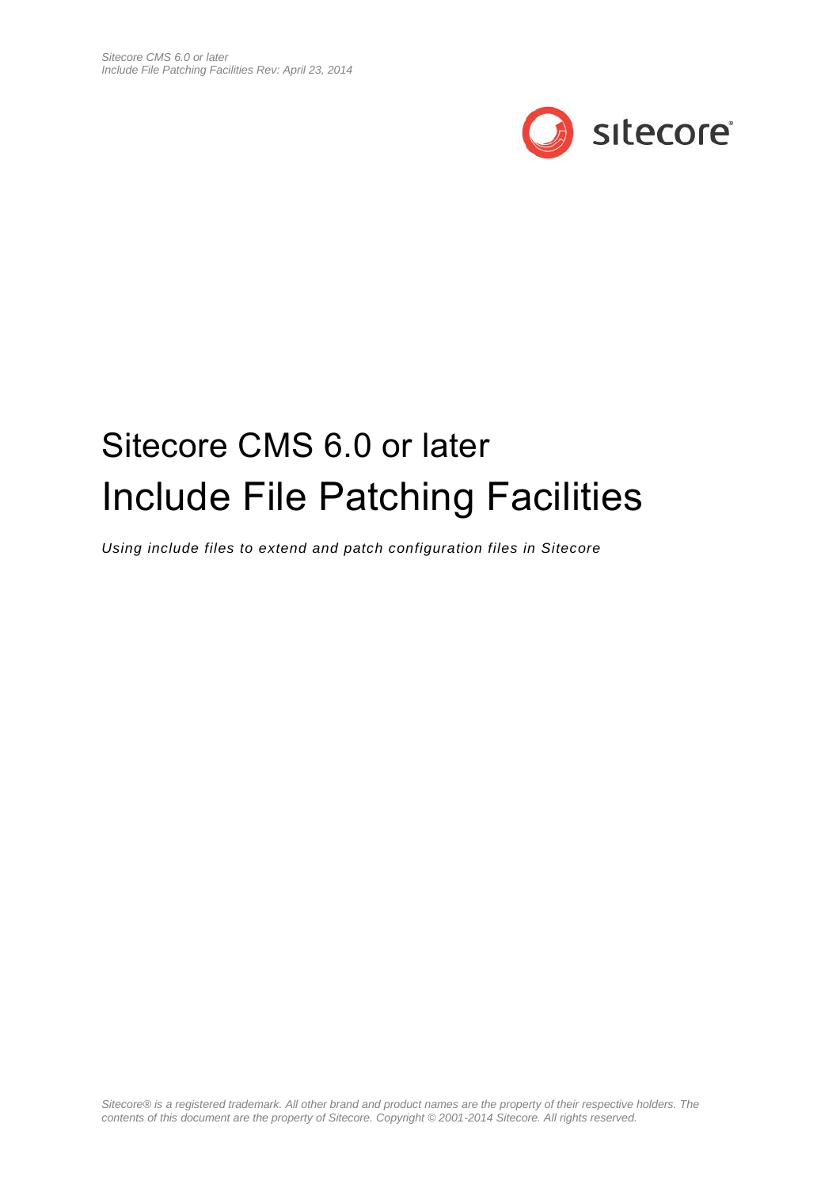# Sitecore CMS 6.0 or later

# Include File Patching Facilities

*Using include files to extend and patch configuration files in Sitecore*

*Sitecore® is a registered trademark. All other brand and product names are the property of their respective holders. The contents of this document are the property of Sitecore. Copyright © 2001-2014 Sitecore. All rights reserved.*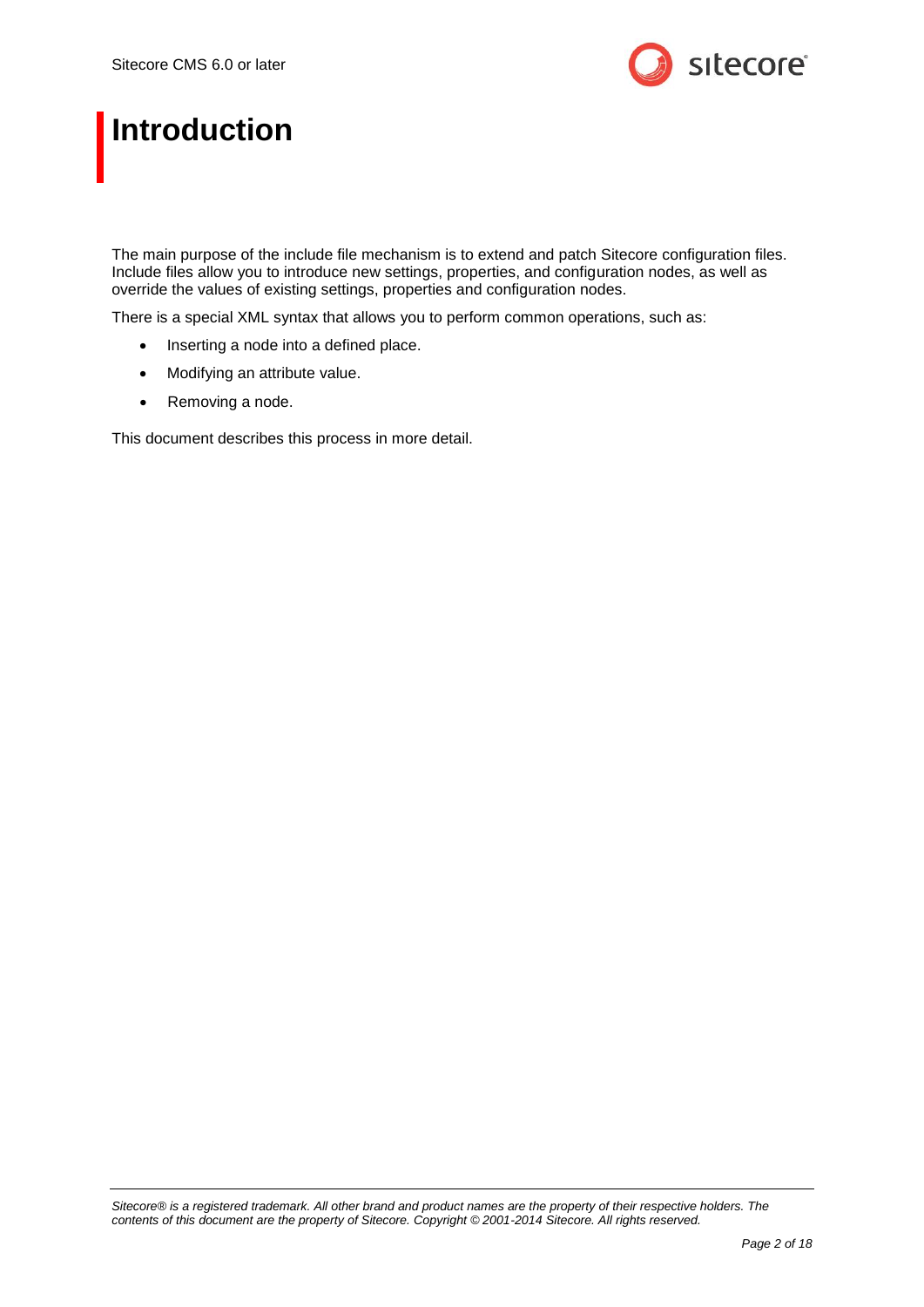# Introduction

The main purpose of the include file mechanism is to extend and patch Sitecore configuration files. Include files allow you to introduce new settings, properties, and configuration nodes, as well as override the values of existing settings, properties and configuration nodes.

There is a special XML syntax that allows you to perform common operations, such as:

- Inserting a node into a defined place.
- Modifying an attribute value.
- Removing a node.

This document describes this process in more detail.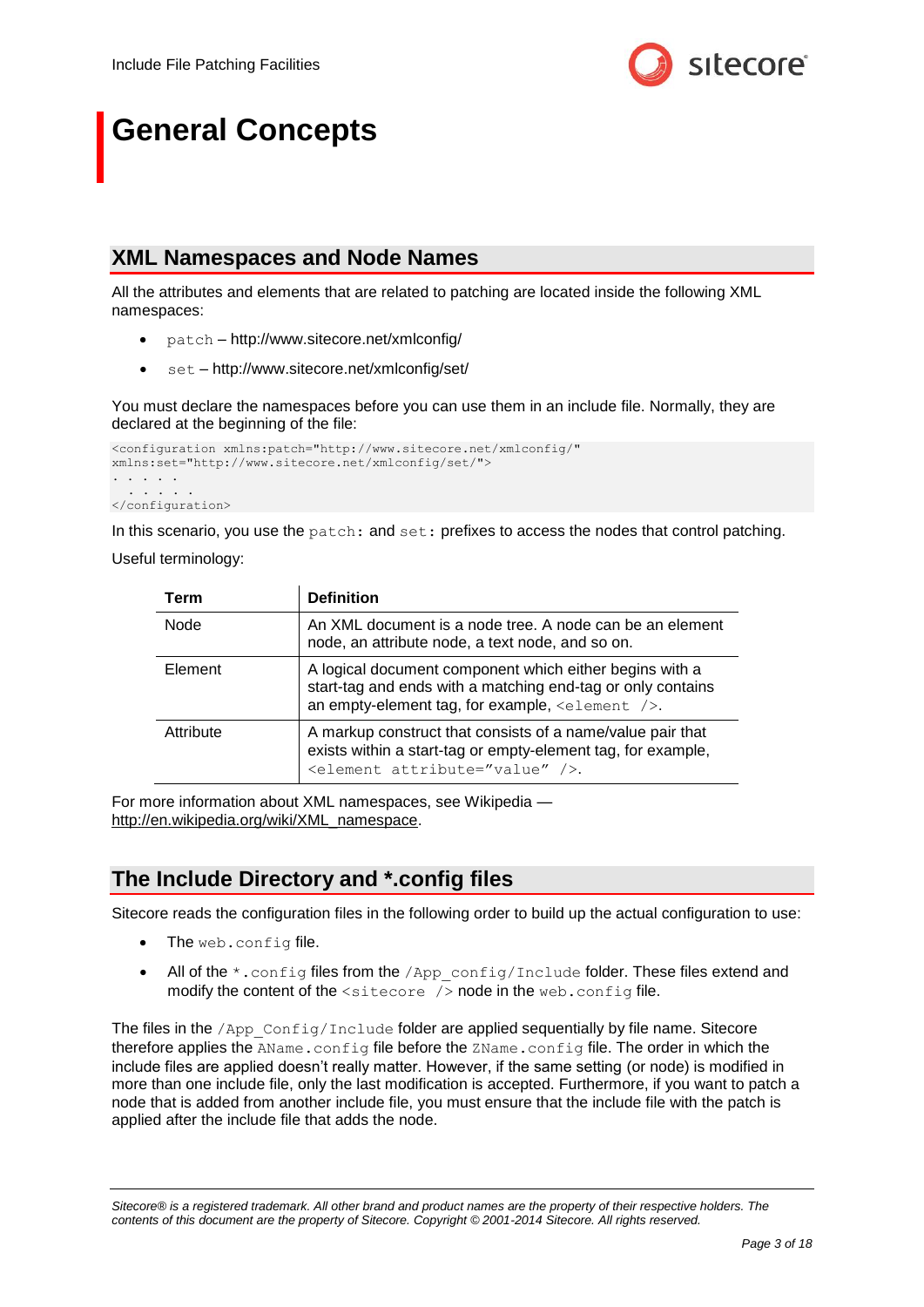# General Concepts

## XML Namespaces and Node Names

All the attributes and elements that are related to patching are located inside the following XML namespaces:

- `patch` – http://www.sitecore.net/xmlconfig/
- `set` – http://www.sitecore.net/xmlconfig/set/

You must declare the namespaces before you can use them in an include file. Normally, they are declared at the beginning of the file:

```
<configuration xmlns:patch="http://www.sitecore.net/xmlconfig/"
xmlns:set="http://www.sitecore.net/xmlconfig/set/">
. . . . .
  . . . . .
</configuration>
```

In this scenario, you use the `patch:` and `set:` prefixes to access the nodes that control patching.

Useful terminology:

| Term | Definition |
| --- | --- |
| Node | An XML document is a node tree. A node can be an element node, an attribute node, a text node, and so on. |
| Element | A logical document component which either begins with a start-tag and ends with a matching end-tag or only contains an empty-element tag, for example, `<element />`. |
| Attribute | A markup construct that consists of a name/value pair that exists within a start-tag or empty-element tag, for example, `<element attribute="value" />`. |

For more information about XML namespaces, see Wikipedia — http://en.wikipedia.org/wiki/XML_namespace.

## The Include Directory and *.config files

Sitecore reads the configuration files in the following order to build up the actual configuration to use:

- The `web.config` file.
- All of the `*.config` files from the `/App_config/Include` folder. These files extend and modify the content of the `<sitecore />` node in the `web.config` file.

The files in the `/App_Config/Include` folder are applied sequentially by file name. Sitecore therefore applies the `AName.config` file before the `ZName.config` file. The order in which the include files are applied doesn't really matter. However, if the same setting (or node) is modified in more than one include file, only the last modification is accepted. Furthermore, if you want to patch a node that is added from another include file, you must ensure that the include file with the patch is applied after the include file that adds the node.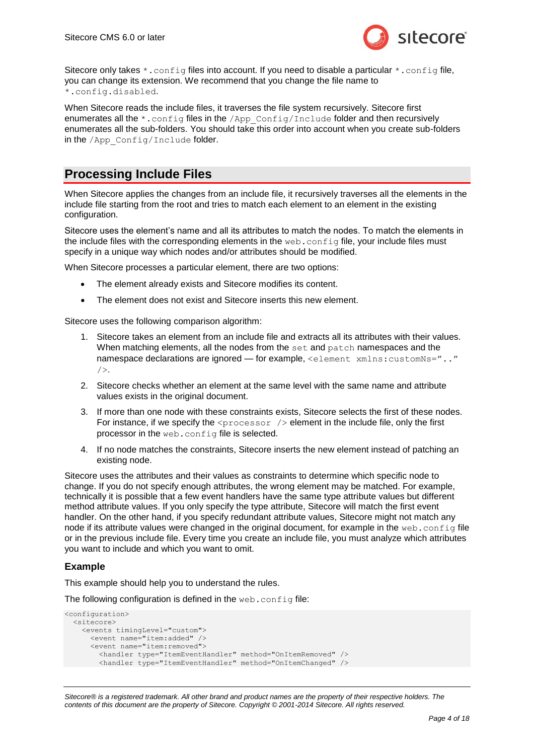Sitecore only takes `*.config` files into account. If you need to disable a particular `*.config` file, you can change its extension. We recommend that you change the file name to `*.config.disabled`.

When Sitecore reads the include files, it traverses the file system recursively. Sitecore first enumerates all the `*.config` files in the `/App_Config/Include` folder and then recursively enumerates all the sub-folders. You should take this order into account when you create sub-folders in the `/App_Config/Include` folder.

## Processing Include Files

When Sitecore applies the changes from an include file, it recursively traverses all the elements in the include file starting from the root and tries to match each element to an element in the existing configuration.

Sitecore uses the element's name and all its attributes to match the nodes. To match the elements in the include files with the corresponding elements in the `web.config` file, your include files must specify in a unique way which nodes and/or attributes should be modified.

When Sitecore processes a particular element, there are two options:

- The element already exists and Sitecore modifies its content.
- The element does not exist and Sitecore inserts this new element.

Sitecore uses the following comparison algorithm:

1. Sitecore takes an element from an include file and extracts all its attributes with their values. When matching elements, all the nodes from the `set` and `patch` namespaces and the namespace declarations are ignored — for example, `<element xmlns:customNs=".." />`.
2. Sitecore checks whether an element at the same level with the same name and attribute values exists in the original document.
3. If more than one node with these constraints exists, Sitecore selects the first of these nodes. For instance, if we specify the `<processor />` element in the include file, only the first processor in the `web.config` file is selected.
4. If no node matches the constraints, Sitecore inserts the new element instead of patching an existing node.

Sitecore uses the attributes and their values as constraints to determine which specific node to change. If you do not specify enough attributes, the wrong element may be matched. For example, technically it is possible that a few event handlers have the same type attribute values but different method attribute values. If you only specify the type attribute, Sitecore will match the first event handler. On the other hand, if you specify redundant attribute values, Sitecore might not match any node if its attribute values were changed in the original document, for example in the `web.config` file or in the previous include file. Every time you create an include file, you must analyze which attributes you want to include and which you want to omit.

### Example

This example should help you to understand the rules.

The following configuration is defined in the `web.config` file:

```
<configuration>
  <sitecore>
    <events timingLevel="custom">
      <event name="item:added" />
      <event name="item:removed">
        <handler type="ItemEventHandler" method="OnItemRemoved" />
        <handler type="ItemEventHandler" method="OnItemChanged" />
```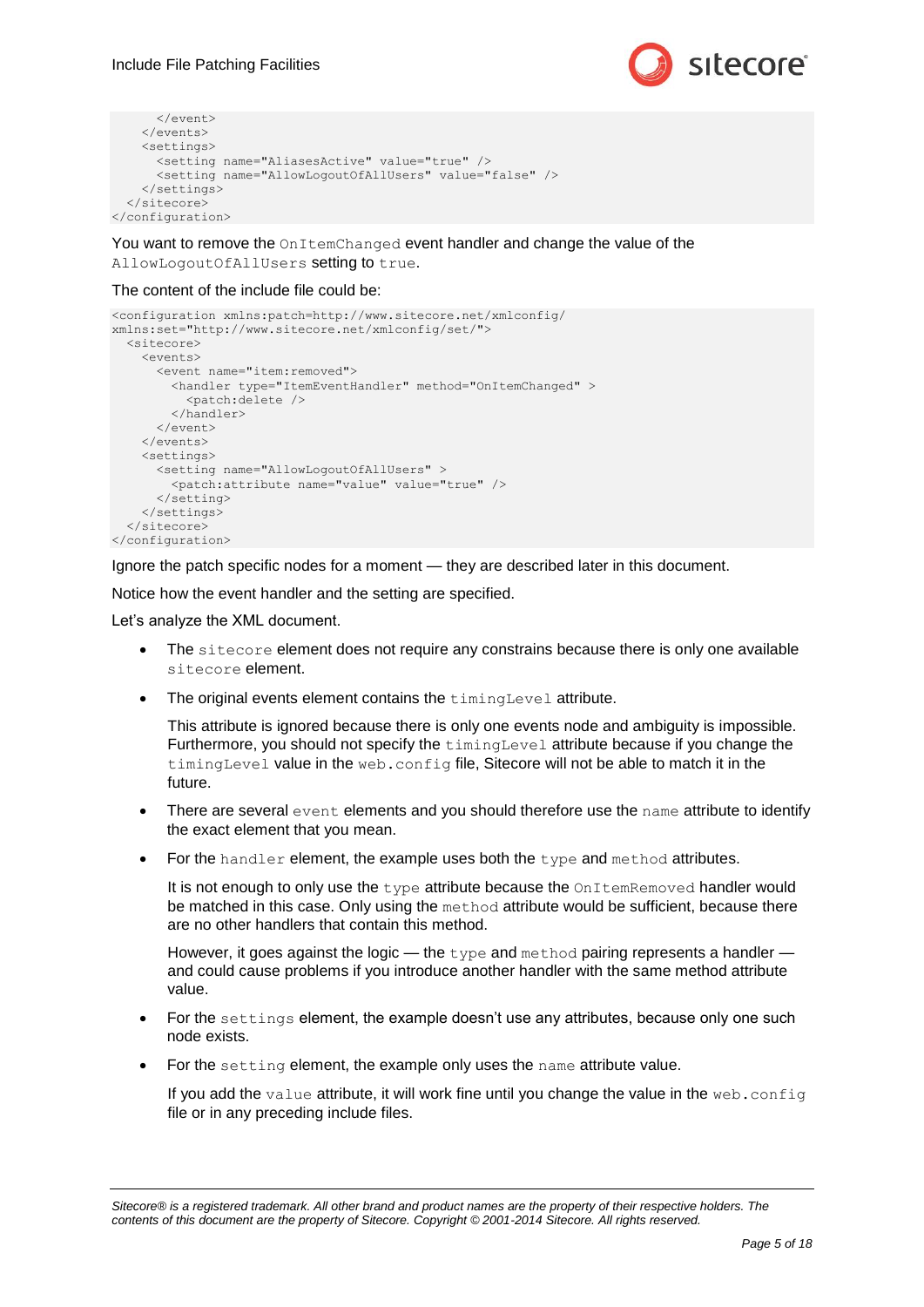```
      </event>
    </events>
    <settings>
      <setting name="AliasesActive" value="true" />
      <setting name="AllowLogoutOfAllUsers" value="false" />
    </settings>
  </sitecore>
</configuration>
```

You want to remove the `OnItemChanged` event handler and change the value of the `AllowLogoutOfAllUsers` setting to `true`.

The content of the include file could be:

```
<configuration xmlns:patch=http://www.sitecore.net/xmlconfig/
xmlns:set="http://www.sitecore.net/xmlconfig/set/">
  <sitecore>
    <events>
      <event name="item:removed">
        <handler type="ItemEventHandler" method="OnItemChanged" >
          <patch:delete />
        </handler>
      </event>
    </events>
    <settings>
      <setting name="AllowLogoutOfAllUsers" >
        <patch:attribute name="value" value="true" />
      </setting>
    </settings>
  </sitecore>
</configuration>
```

Ignore the patch specific nodes for a moment — they are described later in this document.

Notice how the event handler and the setting are specified.

Let's analyze the XML document.

- The `sitecore` element does not require any constrains because there is only one available `sitecore` element.
- The original events element contains the `timingLevel` attribute.

  This attribute is ignored because there is only one events node and ambiguity is impossible. Furthermore, you should not specify the `timingLevel` attribute because if you change the `timingLevel` value in the `web.config` file, Sitecore will not be able to match it in the future.
- There are several `event` elements and you should therefore use the `name` attribute to identify the exact element that you mean.
- For the `handler` element, the example uses both the `type` and `method` attributes.

  It is not enough to only use the `type` attribute because the `OnItemRemoved` handler would be matched in this case. Only using the `method` attribute would be sufficient, because there are no other handlers that contain this method.

  However, it goes against the logic — the `type` and `method` pairing represents a handler — and could cause problems if you introduce another handler with the same method attribute value.
- For the `settings` element, the example doesn't use any attributes, because only one such node exists.
- For the `setting` element, the example only uses the `name` attribute value.

  If you add the `value` attribute, it will work fine until you change the value in the `web.config` file or in any preceding include files.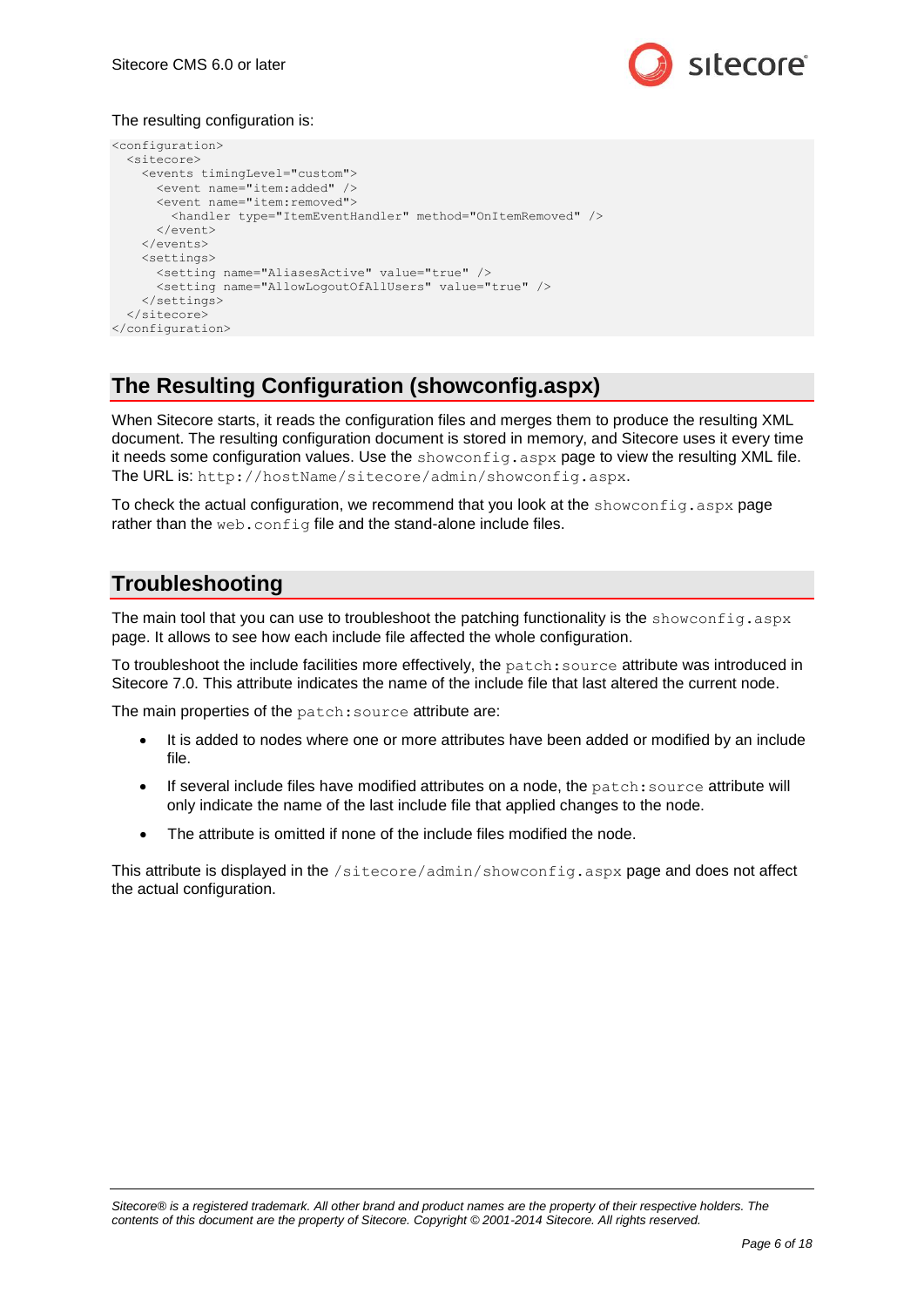The resulting configuration is:

```
<configuration>
  <sitecore>
    <events timingLevel="custom">
      <event name="item:added" />
      <event name="item:removed">
        <handler type="ItemEventHandler" method="OnItemRemoved" />
      </event>
    </events>
    <settings>
      <setting name="AliasesActive" value="true" />
      <setting name="AllowLogoutOfAllUsers" value="true" />
    </settings>
  </sitecore>
</configuration>
```

## The Resulting Configuration (showconfig.aspx)

When Sitecore starts, it reads the configuration files and merges them to produce the resulting XML document. The resulting configuration document is stored in memory, and Sitecore uses it every time it needs some configuration values. Use the `showconfig.aspx` page to view the resulting XML file. The URL is: `http://hostName/sitecore/admin/showconfig.aspx`.

To check the actual configuration, we recommend that you look at the `showconfig.aspx` page rather than the `web.config` file and the stand-alone include files.

## Troubleshooting

The main tool that you can use to troubleshoot the patching functionality is the `showconfig.aspx` page. It allows to see how each include file affected the whole configuration.

To troubleshoot the include facilities more effectively, the `patch:source` attribute was introduced in Sitecore 7.0. This attribute indicates the name of the include file that last altered the current node.

The main properties of the `patch:source` attribute are:

- It is added to nodes where one or more attributes have been added or modified by an include file.
- If several include files have modified attributes on a node, the `patch:source` attribute will only indicate the name of the last include file that applied changes to the node.
- The attribute is omitted if none of the include files modified the node.

This attribute is displayed in the `/sitecore/admin/showconfig.aspx` page and does not affect the actual configuration.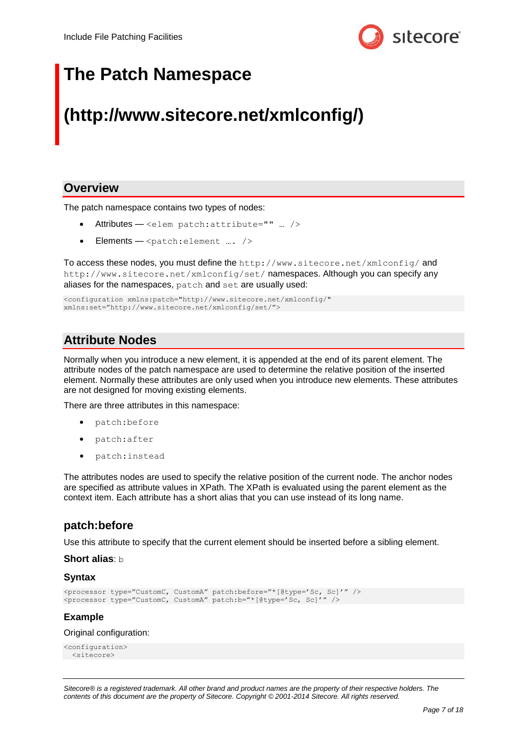# The Patch Namespace (http://www.sitecore.net/xmlconfig/)

## Overview

The patch namespace contains two types of nodes:

- Attributes — `<elem patch:attribute="" … />`
- Elements — `<patch:element …. />`

To access these nodes, you must define the `http://www.sitecore.net/xmlconfig/` and `http://www.sitecore.net/xmlconfig/set/` namespaces. Although you can specify any aliases for the namespaces, `patch` and `set` are usually used:

```
<configuration xmlns:patch="http://www.sitecore.net/xmlconfig/"
xmlns:set="http://www.sitecore.net/xmlconfig/set/">
```

## Attribute Nodes

Normally when you introduce a new element, it is appended at the end of its parent element. The attribute nodes of the patch namespace are used to determine the relative position of the inserted element. Normally these attributes are only used when you introduce new elements. These attributes are not designed for moving existing elements.

There are three attributes in this namespace:

- `patch:before`
- `patch:after`
- `patch:instead`

The attributes nodes are used to specify the relative position of the current node. The anchor nodes are specified as attribute values in XPath. The XPath is evaluated using the parent element as the context item. Each attribute has a short alias that you can use instead of its long name.

### patch:before

Use this attribute to specify that the current element should be inserted before a sibling element.

**Short alias**: `b`

#### Syntax

```
<processor type="CustomC, CustomA" patch:before="*[@type='Sc, Sc]'" />
<processor type="CustomC, CustomA" patch:b="*[@type='Sc, Sc]'" />
```

#### Example

Original configuration:

```
<configuration>
  <sitecore>
```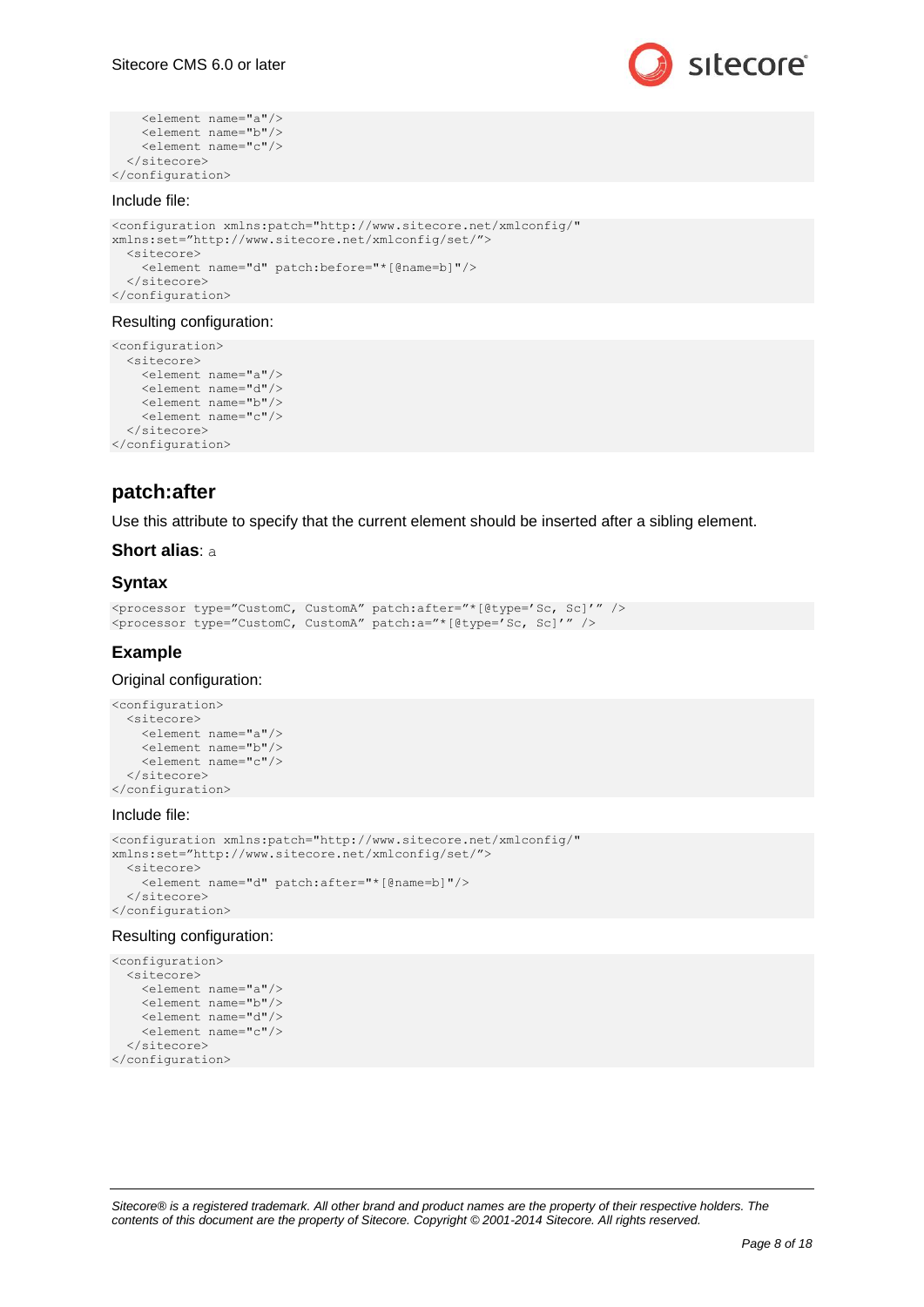```
    <element name="a"/>
    <element name="b"/>
    <element name="c"/>
  </sitecore>
</configuration>
```

Include file:

```
<configuration xmlns:patch="http://www.sitecore.net/xmlconfig/"
xmlns:set="http://www.sitecore.net/xmlconfig/set/">
  <sitecore>
    <element name="d" patch:before="*[@name=b]"/>
  </sitecore>
</configuration>
```

Resulting configuration:

```
<configuration>
  <sitecore>
    <element name="a"/>
    <element name="d"/>
    <element name="b"/>
    <element name="c"/>
  </sitecore>
</configuration>
```

## patch:after

Use this attribute to specify that the current element should be inserted after a sibling element.

### Short alias: a

### Syntax

```
<processor type="CustomC, CustomA" patch:after="*[@type='Sc, Sc]'" />
<processor type="CustomC, CustomA" patch:a="*[@type='Sc, Sc]'" />
```

### Example

Original configuration:

```
<configuration>
  <sitecore>
    <element name="a"/>
    <element name="b"/>
    <element name="c"/>
  </sitecore>
</configuration>
```

Include file:

```
<configuration xmlns:patch="http://www.sitecore.net/xmlconfig/"
xmlns:set="http://www.sitecore.net/xmlconfig/set/">
  <sitecore>
    <element name="d" patch:after="*[@name=b]"/>
  </sitecore>
</configuration>
```

Resulting configuration:

```
<configuration>
  <sitecore>
    <element name="a"/>
    <element name="b"/>
    <element name="d"/>
    <element name="c"/>
  </sitecore>
</configuration>
```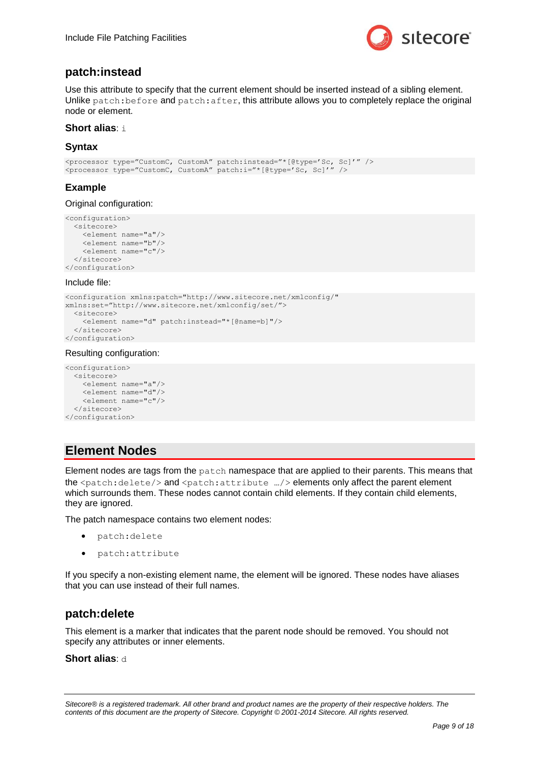## patch:instead

Use this attribute to specify that the current element should be inserted instead of a sibling element. Unlike `patch:before` and `patch:after`, this attribute allows you to completely replace the original node or element.

**Short alias**: `i`

### Syntax

```
<processor type="CustomC, CustomA” patch:instead=”*[@type=’Sc, Sc]’” />
<processor type="CustomC, CustomA” patch:i=”*[@type=’Sc, Sc]’” />
```

### Example

Original configuration:

```
<configuration>
  <sitecore>
    <element name="a"/>
    <element name="b"/>
    <element name="c"/>
  </sitecore>
</configuration>
```

Include file:

```
<configuration xmlns:patch="http://www.sitecore.net/xmlconfig/"
xmlns:set="http://www.sitecore.net/xmlconfig/set/">
  <sitecore>
    <element name="d" patch:instead="*[@name=b]"/>
  </sitecore>
</configuration>
```

Resulting configuration:

```
<configuration>
  <sitecore>
    <element name="a"/>
    <element name="d"/>
    <element name="c"/>
  </sitecore>
</configuration>
```

# Element Nodes

Element nodes are tags from the `patch` namespace that are applied to their parents. This means that the `<patch:delete/>` and `<patch:attribute …/>` elements only affect the parent element which surrounds them. These nodes cannot contain child elements. If they contain child elements, they are ignored.

The patch namespace contains two element nodes:

- `patch:delete`
- `patch:attribute`

If you specify a non-existing element name, the element will be ignored. These nodes have aliases that you can use instead of their full names.

## patch:delete

This element is a marker that indicates that the parent node should be removed. You should not specify any attributes or inner elements.

**Short alias**: `d`

*Sitecore® is a registered trademark. All other brand and product names are the property of their respective holders. The contents of this document are the property of Sitecore. Copyright © 2001-2014 Sitecore. All rights reserved.*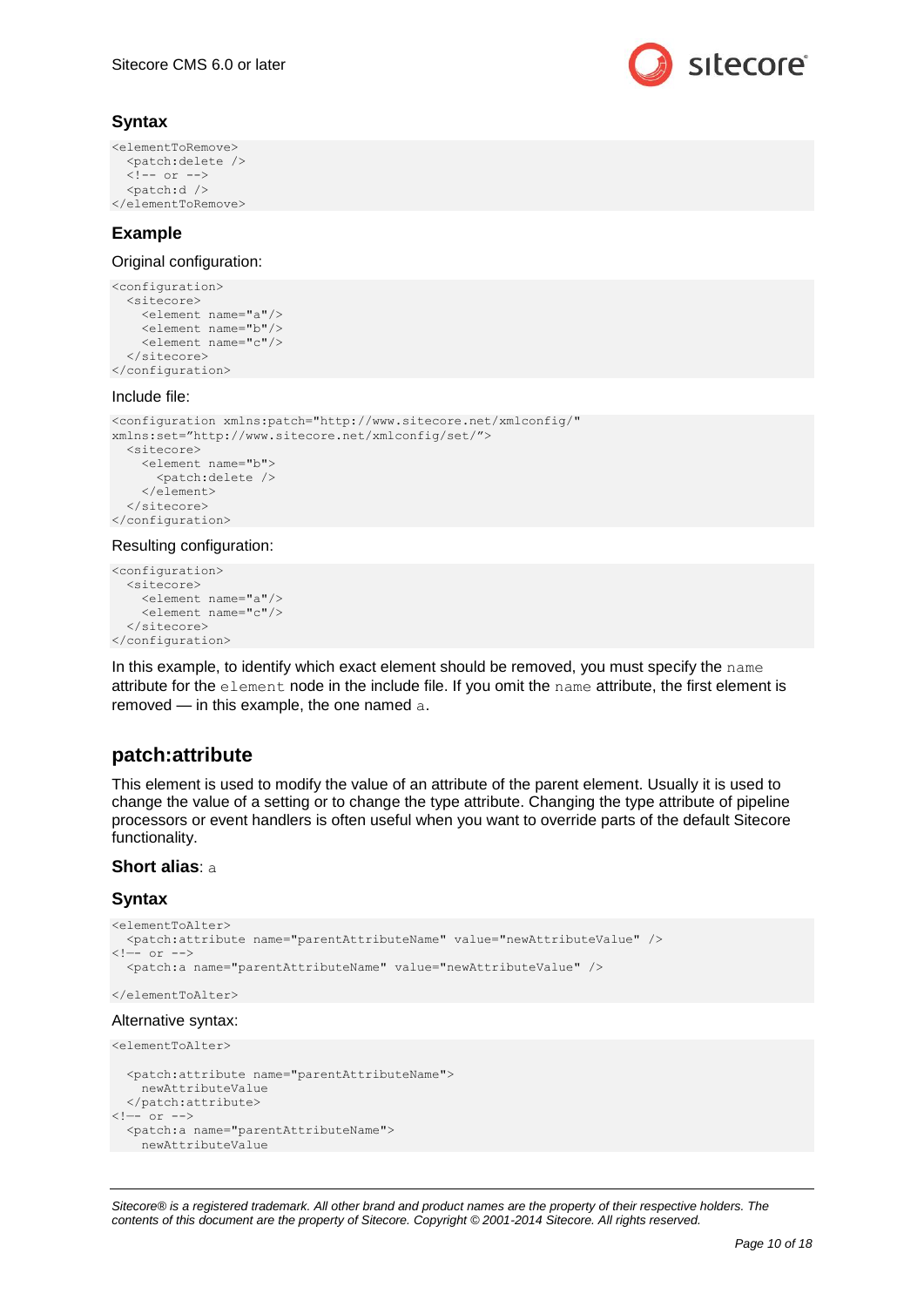### Syntax

```
<elementToRemove>
  <patch:delete />
  <!-- or -->
  <patch:d />
</elementToRemove>
```

### Example

Original configuration:

```
<configuration>
  <sitecore>
    <element name="a"/>
    <element name="b"/>
    <element name="c"/>
  </sitecore>
</configuration>
```

Include file:

```
<configuration xmlns:patch="http://www.sitecore.net/xmlconfig/"
xmlns:set="http://www.sitecore.net/xmlconfig/set/">
  <sitecore>
    <element name="b">
      <patch:delete />
    </element>
  </sitecore>
</configuration>
```

Resulting configuration:

```
<configuration>
  <sitecore>
    <element name="a"/>
    <element name="c"/>
  </sitecore>
</configuration>
```

In this example, to identify which exact element should be removed, you must specify the `name` attribute for the `element` node in the include file. If you omit the `name` attribute, the first element is removed — in this example, the one named `a`.

## patch:attribute

This element is used to modify the value of an attribute of the parent element. Usually it is used to change the value of a setting or to change the type attribute. Changing the type attribute of pipeline processors or event handlers is often useful when you want to override parts of the default Sitecore functionality.

**Short alias**: `a`

### Syntax

```
<elementToAlter>
  <patch:attribute name="parentAttributeName" value="newAttributeValue" />
<!-- or -->
  <patch:a name="parentAttributeName" value="newAttributeValue" />

</elementToAlter>
```

Alternative syntax:

```
<elementToAlter>

  <patch:attribute name="parentAttributeName">
    newAttributeValue
  </patch:attribute>
<!-- or -->
  <patch:a name="parentAttributeName">
    newAttributeValue
```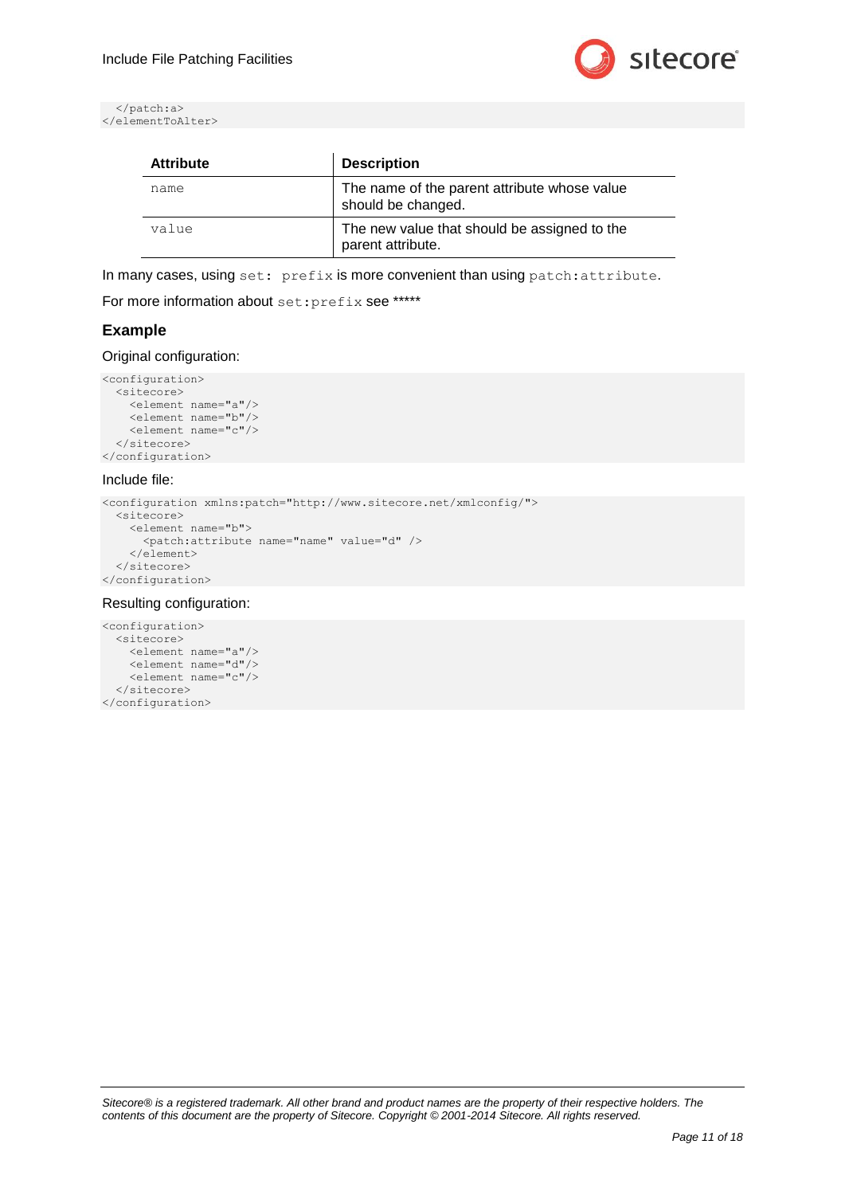```
  </patch:a>
</elementToAlter>
```

| Attribute | Description |
| --- | --- |
| `name` | The name of the parent attribute whose value should be changed. |
| `value` | The new value that should be assigned to the parent attribute. |

In many cases, using `set: prefix` is more convenient than using `patch:attribute`.

For more information about `set:prefix` see *****

### Example

Original configuration:

```
<configuration>
  <sitecore>
    <element name="a"/>
    <element name="b"/>
    <element name="c"/>
  </sitecore>
</configuration>
```

Include file:

```
<configuration xmlns:patch="http://www.sitecore.net/xmlconfig/">
  <sitecore>
    <element name="b">
      <patch:attribute name="name" value="d" />
    </element>
  </sitecore>
</configuration>
```

Resulting configuration:

```
<configuration>
  <sitecore>
    <element name="a"/>
    <element name="d"/>
    <element name="c"/>
  </sitecore>
</configuration>
```

*Sitecore® is a registered trademark. All other brand and product names are the property of their respective holders. The contents of this document are the property of Sitecore. Copyright © 2001-2014 Sitecore. All rights reserved.*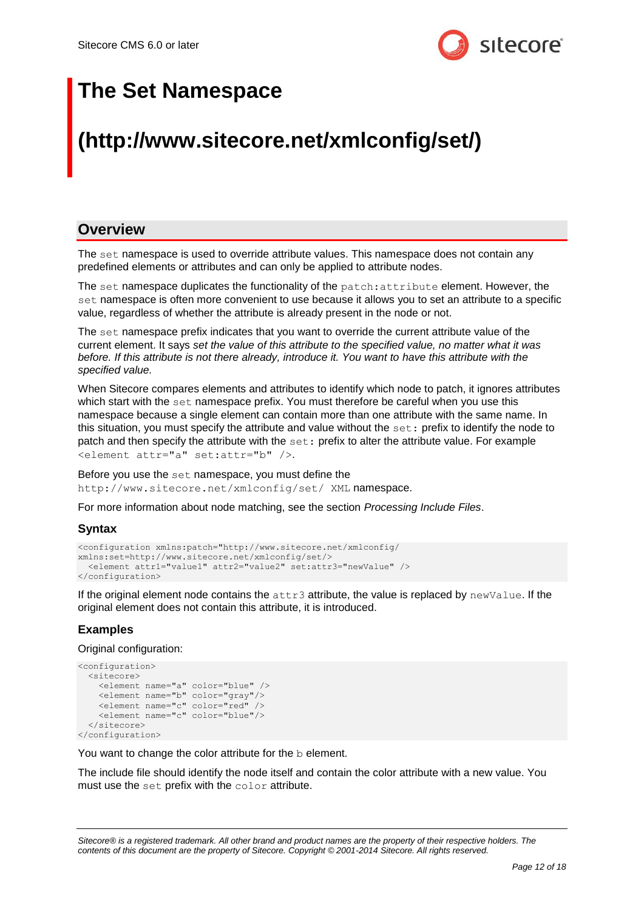# The Set Namespace

# (http://www.sitecore.net/xmlconfig/set/)

## Overview

The `set` namespace is used to override attribute values. This namespace does not contain any predefined elements or attributes and can only be applied to attribute nodes.

The `set` namespace duplicates the functionality of the `patch:attribute` element. However, the `set` namespace is often more convenient to use because it allows you to set an attribute to a specific value, regardless of whether the attribute is already present in the node or not.

The `set` namespace prefix indicates that you want to override the current attribute value of the current element. It says *set the value of this attribute to the specified value, no matter what it was before. If this attribute is not there already, introduce it. You want to have this attribute with the specified value.*

When Sitecore compares elements and attributes to identify which node to patch, it ignores attributes which start with the `set` namespace prefix. You must therefore be careful when you use this namespace because a single element can contain more than one attribute with the same name. In this situation, you must specify the attribute and value without the `set:` prefix to identify the node to patch and then specify the attribute with the `set:` prefix to alter the attribute value. For example `<element attr="a" set:attr="b" />`.

Before you use the `set` namespace, you must define the `http://www.sitecore.net/xmlconfig/set/ XML` namespace.

For more information about node matching, see the section *Processing Include Files*.

### Syntax

```
<configuration xmlns:patch="http://www.sitecore.net/xmlconfig/
xmlns:set=http://www.sitecore.net/xmlconfig/set/>
  <element attr1="value1" attr2="value2" set:attr3="newValue" />
</configuration>
```

If the original element node contains the `attr3` attribute, the value is replaced by `newValue`. If the original element does not contain this attribute, it is introduced.

### Examples

Original configuration:

```
<configuration>
  <sitecore>
    <element name="a" color="blue" />
    <element name="b" color="gray"/>
    <element name="c" color="red" />
    <element name="c" color="blue"/>
  </sitecore>
</configuration>
```

You want to change the color attribute for the `b` element.

The include file should identify the node itself and contain the color attribute with a new value. You must use the `set` prefix with the `color` attribute.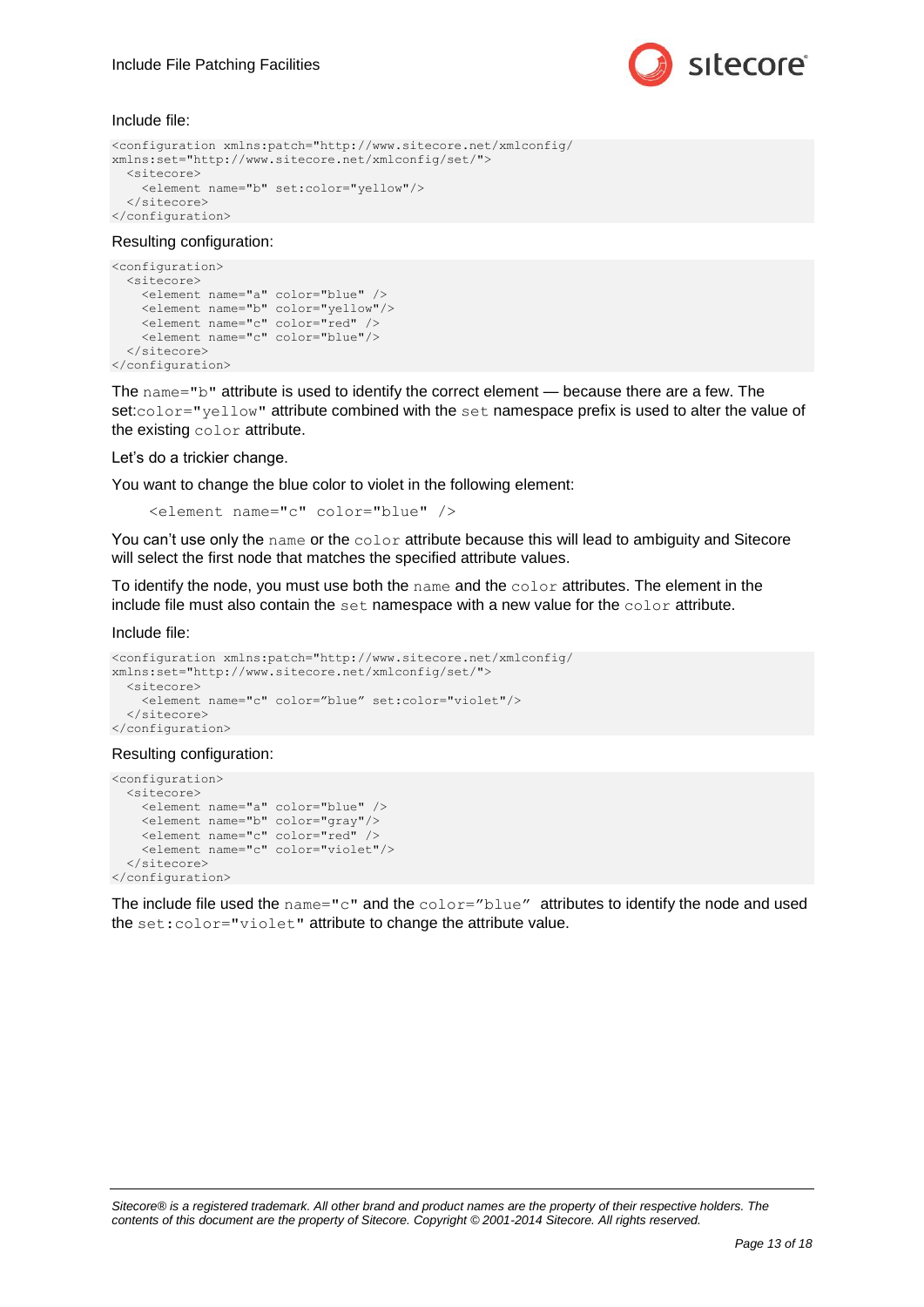Include file:

```
<configuration xmlns:patch="http://www.sitecore.net/xmlconfig/
xmlns:set="http://www.sitecore.net/xmlconfig/set/">
  <sitecore>
    <element name="b" set:color="yellow"/>
  </sitecore>
</configuration>
```

Resulting configuration:

```
<configuration>
  <sitecore>
    <element name="a" color="blue" />
    <element name="b" color="yellow"/>
    <element name="c" color="red" />
    <element name="c" color="blue"/>
  </sitecore>
</configuration>
```

The `name="b"` attribute is used to identify the correct element — because there are a few. The set:`color="yellow"` attribute combined with the `set` namespace prefix is used to alter the value of the existing `color` attribute.

Let's do a trickier change.

You want to change the blue color to violet in the following element:

```
<element name="c" color="blue" />
```

You can't use only the `name` or the `color` attribute because this will lead to ambiguity and Sitecore will select the first node that matches the specified attribute values.

To identify the node, you must use both the `name` and the `color` attributes. The element in the include file must also contain the `set` namespace with a new value for the `color` attribute.

Include file:

```
<configuration xmlns:patch="http://www.sitecore.net/xmlconfig/
xmlns:set="http://www.sitecore.net/xmlconfig/set/">
  <sitecore>
    <element name="c" color="blue" set:color="violet"/>
  </sitecore>
</configuration>
```

Resulting configuration:

```
<configuration>
  <sitecore>
    <element name="a" color="blue" />
    <element name="b" color="gray"/>
    <element name="c" color="red" />
    <element name="c" color="violet"/>
  </sitecore>
</configuration>
```

The include file used the `name="c"` and the `color="blue"` attributes to identify the node and used the `set:color="violet"` attribute to change the attribute value.

*Sitecore® is a registered trademark. All other brand and product names are the property of their respective holders. The contents of this document are the property of Sitecore. Copyright © 2001-2014 Sitecore. All rights reserved.*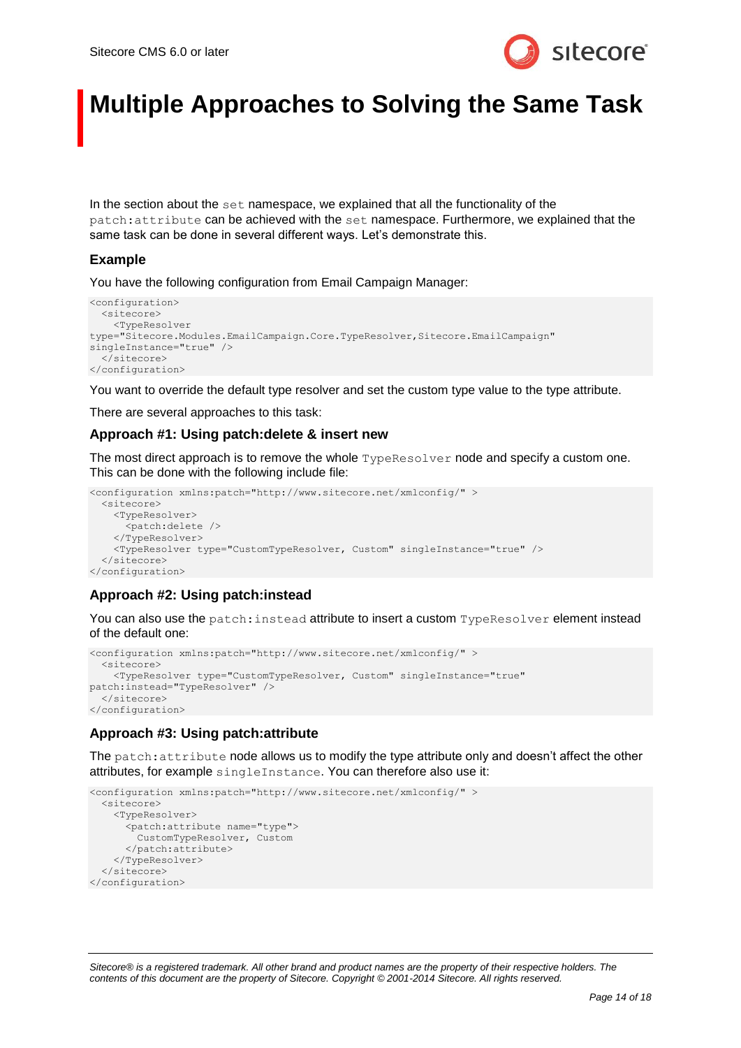# Multiple Approaches to Solving the Same Task

In the section about the `set` namespace, we explained that all the functionality of the `patch:attribute` can be achieved with the `set` namespace. Furthermore, we explained that the same task can be done in several different ways. Let's demonstrate this.

### Example

You have the following configuration from Email Campaign Manager:

```
<configuration>
  <sitecore>
    <TypeResolver
type="Sitecore.Modules.EmailCampaign.Core.TypeResolver,Sitecore.EmailCampaign"
singleInstance="true" />
  </sitecore>
</configuration>
```

You want to override the default type resolver and set the custom type value to the type attribute.

There are several approaches to this task:

### Approach #1: Using patch:delete & insert new

The most direct approach is to remove the whole `TypeResolver` node and specify a custom one. This can be done with the following include file:

```
<configuration xmlns:patch="http://www.sitecore.net/xmlconfig/" >
  <sitecore>
    <TypeResolver>
      <patch:delete />
    </TypeResolver>
    <TypeResolver type="CustomTypeResolver, Custom" singleInstance="true" />
  </sitecore>
</configuration>
```

### Approach #2: Using patch:instead

You can also use the `patch:instead` attribute to insert a custom `TypeResolver` element instead of the default one:

```
<configuration xmlns:patch="http://www.sitecore.net/xmlconfig/" >
  <sitecore>
    <TypeResolver type="CustomTypeResolver, Custom" singleInstance="true"
patch:instead="TypeResolver" />
  </sitecore>
</configuration>
```

### Approach #3: Using patch:attribute

The `patch:attribute` node allows us to modify the type attribute only and doesn't affect the other attributes, for example `singleInstance`. You can therefore also use it:

```
<configuration xmlns:patch="http://www.sitecore.net/xmlconfig/" >
  <sitecore>
    <TypeResolver>
      <patch:attribute name="type">
        CustomTypeResolver, Custom
      </patch:attribute>
    </TypeResolver>
  </sitecore>
</configuration>
```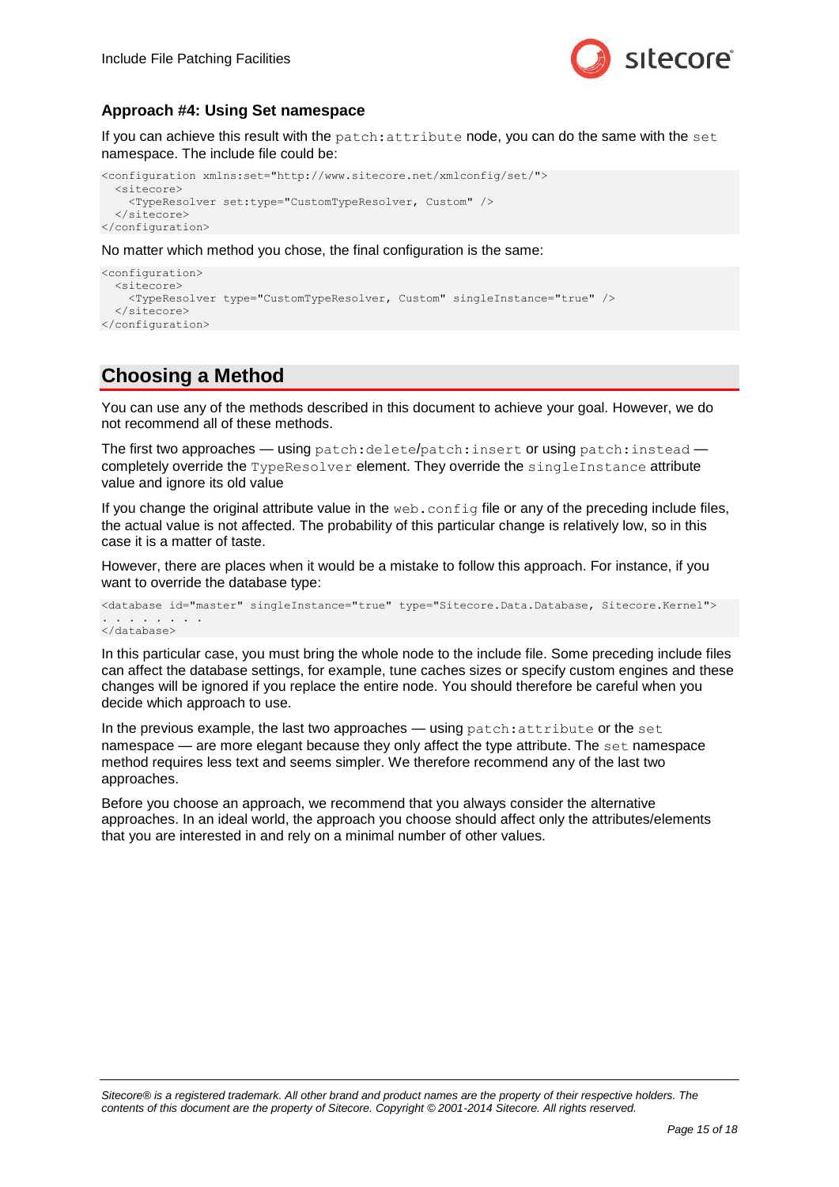### Approach #4: Using Set namespace

If you can achieve this result with the `patch:attribute` node, you can do the same with the `set` namespace. The include file could be:

```
<configuration xmlns:set="http://www.sitecore.net/xmlconfig/set/">
  <sitecore>
    <TypeResolver set:type="CustomTypeResolver, Custom" />
  </sitecore>
</configuration>
```

No matter which method you chose, the final configuration is the same:

```
<configuration>
  <sitecore>
    <TypeResolver type="CustomTypeResolver, Custom" singleInstance="true" />
  </sitecore>
</configuration>
```

## Choosing a Method

You can use any of the methods described in this document to achieve your goal. However, we do not recommend all of these methods.

The first two approaches — using `patch:delete`/`patch:insert` or using `patch:instead` — completely override the `TypeResolver` element. They override the `singleInstance` attribute value and ignore its old value

If you change the original attribute value in the `web.config` file or any of the preceding include files, the actual value is not affected. The probability of this particular change is relatively low, so in this case it is a matter of taste.

However, there are places when it would be a mistake to follow this approach. For instance, if you want to override the database type:

```
<database id="master" singleInstance="true" type="Sitecore.Data.Database, Sitecore.Kernel">
. . . . . . . .
</database>
```

In this particular case, you must bring the whole node to the include file. Some preceding include files can affect the database settings, for example, tune caches sizes or specify custom engines and these changes will be ignored if you replace the entire node. You should therefore be careful when you decide which approach to use.

In the previous example, the last two approaches — using `patch:attribute` or the `set` namespace — are more elegant because they only affect the type attribute. The `set` namespace method requires less text and seems simpler. We therefore recommend any of the last two approaches.

Before you choose an approach, we recommend that you always consider the alternative approaches. In an ideal world, the approach you choose should affect only the attributes/elements that you are interested in and rely on a minimal number of other values.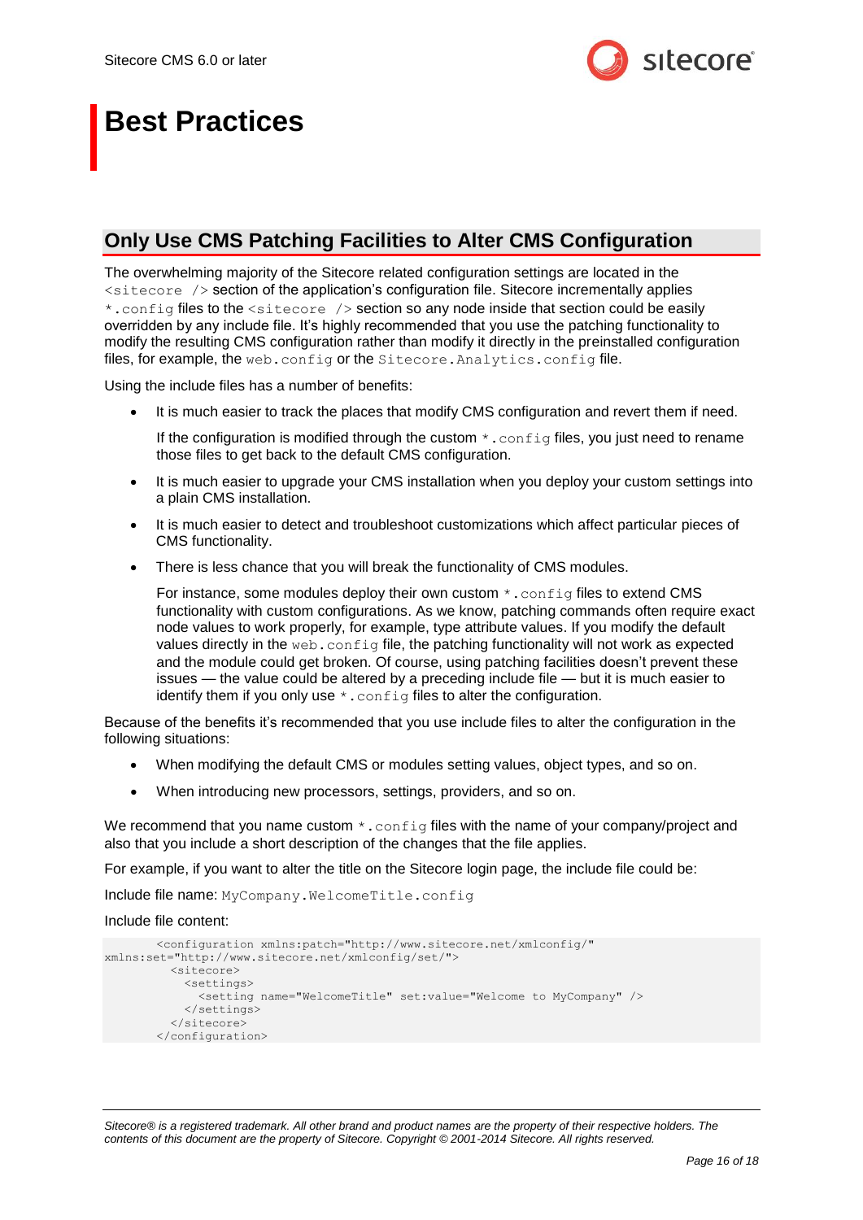# Best Practices

## Only Use CMS Patching Facilities to Alter CMS Configuration

The overwhelming majority of the Sitecore related configuration settings are located in the `<sitecore />` section of the application's configuration file. Sitecore incrementally applies `*.config` files to the `<sitecore />` section so any node inside that section could be easily overridden by any include file. It's highly recommended that you use the patching functionality to modify the resulting CMS configuration rather than modify it directly in the preinstalled configuration files, for example, the `web.config` or the `Sitecore.Analytics.config` file.

Using the include files has a number of benefits:

- It is much easier to track the places that modify CMS configuration and revert them if need.

  If the configuration is modified through the custom `*.config` files, you just need to rename those files to get back to the default CMS configuration.

- It is much easier to upgrade your CMS installation when you deploy your custom settings into a plain CMS installation.

- It is much easier to detect and troubleshoot customizations which affect particular pieces of CMS functionality.

- There is less chance that you will break the functionality of CMS modules.

  For instance, some modules deploy their own custom `*.config` files to extend CMS functionality with custom configurations. As we know, patching commands often require exact node values to work properly, for example, type attribute values. If you modify the default values directly in the `web.config` file, the patching functionality will not work as expected and the module could get broken. Of course, using patching facilities doesn't prevent these issues — the value could be altered by a preceding include file — but it is much easier to identify them if you only use `*.config` files to alter the configuration.

Because of the benefits it's recommended that you use include files to alter the configuration in the following situations:

- When modifying the default CMS or modules setting values, object types, and so on.

- When introducing new processors, settings, providers, and so on.

We recommend that you name custom `*.config` files with the name of your company/project and also that you include a short description of the changes that the file applies.

For example, if you want to alter the title on the Sitecore login page, the include file could be:

Include file name: `MyCompany.WelcomeTitle.config`

Include file content:

```
<configuration xmlns:patch="http://www.sitecore.net/xmlconfig/"
xmlns:set="http://www.sitecore.net/xmlconfig/set/">
  <sitecore>
    <settings>
      <setting name="WelcomeTitle" set:value="Welcome to MyCompany" />
    </settings>
  </sitecore>
</configuration>
```

*Sitecore® is a registered trademark. All other brand and product names are the property of their respective holders. The contents of this document are the property of Sitecore. Copyright © 2001-2014 Sitecore. All rights reserved.*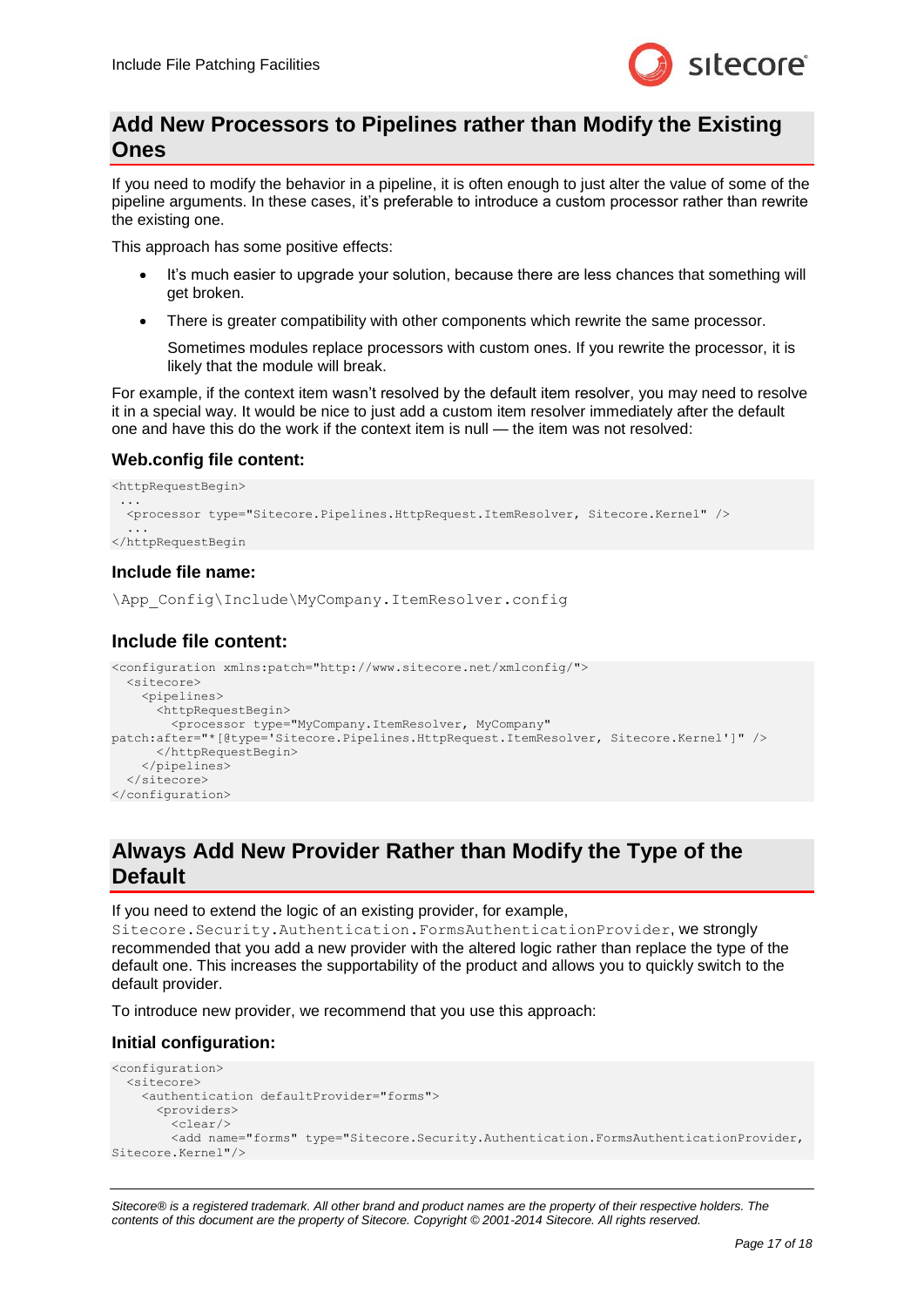## Add New Processors to Pipelines rather than Modify the Existing Ones

If you need to modify the behavior in a pipeline, it is often enough to just alter the value of some of the pipeline arguments. In these cases, it's preferable to introduce a custom processor rather than rewrite the existing one.

This approach has some positive effects:

- It's much easier to upgrade your solution, because there are less chances that something will get broken.
- There is greater compatibility with other components which rewrite the same processor.

  Sometimes modules replace processors with custom ones. If you rewrite the processor, it is likely that the module will break.

For example, if the context item wasn't resolved by the default item resolver, you may need to resolve it in a special way. It would be nice to just add a custom item resolver immediately after the default one and have this do the work if the context item is null — the item was not resolved:

#### Web.config file content:

```
<httpRequestBegin>
 ...
  <processor type="Sitecore.Pipelines.HttpRequest.ItemResolver, Sitecore.Kernel" />
  ...
</httpRequestBegin
```

#### Include file name:

`\App_Config\Include\MyCompany.ItemResolver.config`

#### Include file content:

```
<configuration xmlns:patch="http://www.sitecore.net/xmlconfig/">
  <sitecore>
    <pipelines>
      <httpRequestBegin>
        <processor type="MyCompany.ItemResolver, MyCompany"
patch:after="*[@type='Sitecore.Pipelines.HttpRequest.ItemResolver, Sitecore.Kernel']" />
      </httpRequestBegin>
    </pipelines>
  </sitecore>
</configuration>
```

## Always Add New Provider Rather than Modify the Type of the Default

If you need to extend the logic of an existing provider, for example, `Sitecore.Security.Authentication.FormsAuthenticationProvider`, we strongly recommended that you add a new provider with the altered logic rather than replace the type of the default one. This increases the supportability of the product and allows you to quickly switch to the default provider.

To introduce new provider, we recommend that you use this approach:

#### Initial configuration:

```
<configuration>
  <sitecore>
    <authentication defaultProvider="forms">
      <providers>
        <clear/>
        <add name="forms" type="Sitecore.Security.Authentication.FormsAuthenticationProvider,
Sitecore.Kernel"/>
```

*Sitecore® is a registered trademark. All other brand and product names are the property of their respective holders. The contents of this document are the property of Sitecore. Copyright © 2001-2014 Sitecore. All rights reserved.*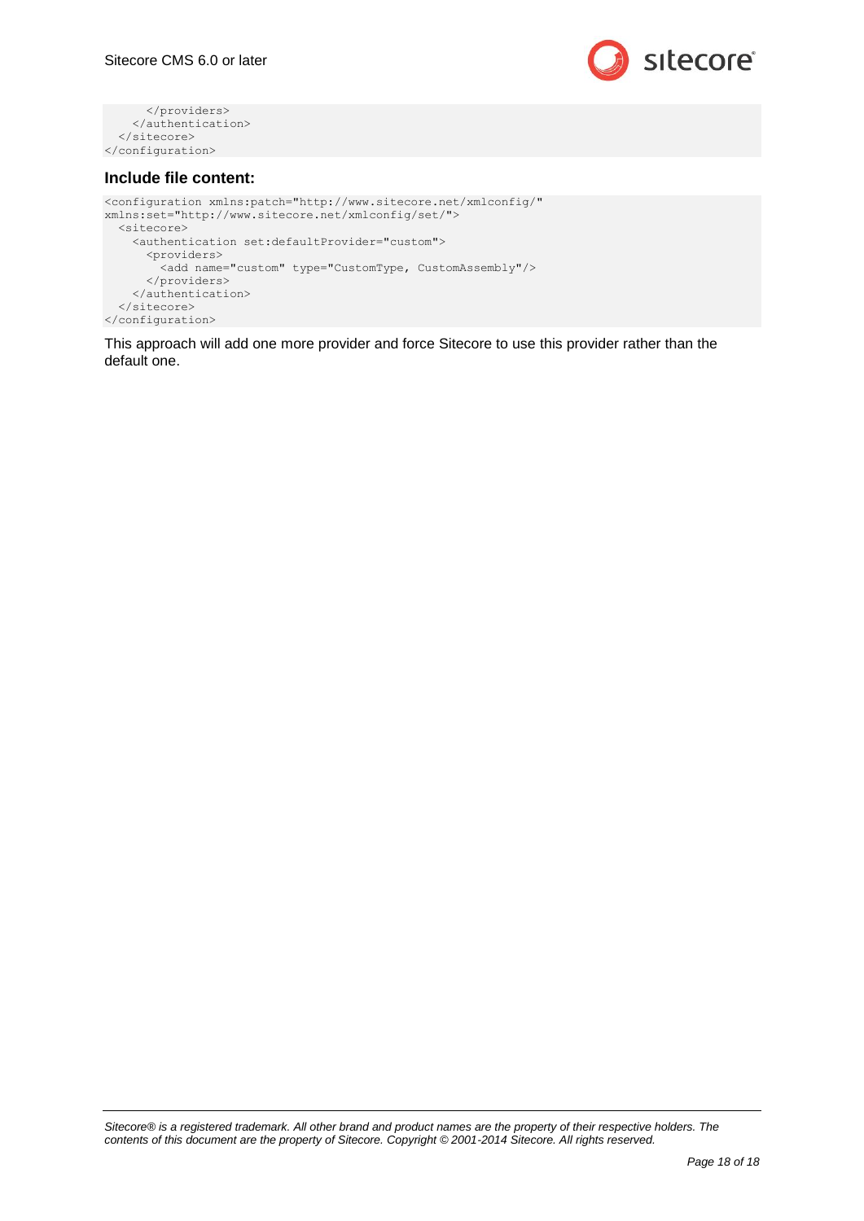```
      </providers>
    </authentication>
  </sitecore>
</configuration>
```

### Include file content:

```
<configuration xmlns:patch="http://www.sitecore.net/xmlconfig/"
xmlns:set="http://www.sitecore.net/xmlconfig/set/">
  <sitecore>
    <authentication set:defaultProvider="custom">
      <providers>
        <add name="custom" type="CustomType, CustomAssembly"/>
      </providers>
    </authentication>
  </sitecore>
</configuration>
```

This approach will add one more provider and force Sitecore to use this provider rather than the default one.

*Sitecore® is a registered trademark. All other brand and product names are the property of their respective holders. The contents of this document are the property of Sitecore. Copyright © 2001-2014 Sitecore. All rights reserved.*